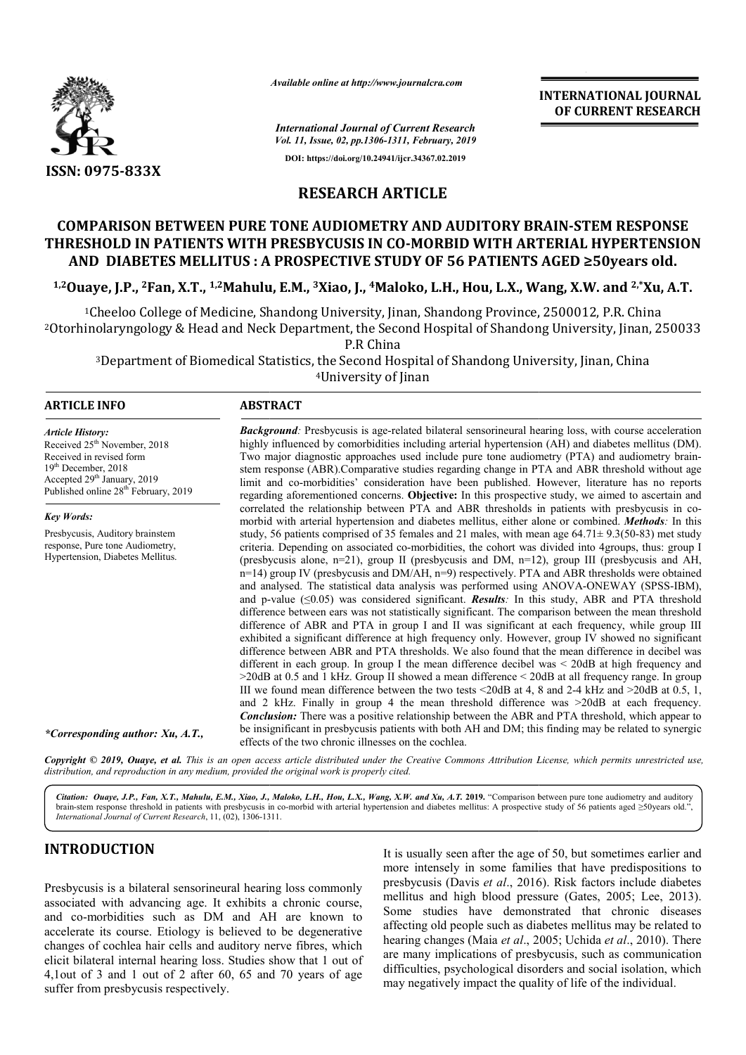*Available online at http://www.journalcra.com*

*International Journal of Current Research*
*Vol. 11, Issue, 02, pp.1306-1311, February, 2019*

**DOI: https://doi.org/10.24941/ijcr.34367.02.2019**

**ISSN: 0975-833X**

**INTERNATIONAL JOURNAL OF CURRENT RESEARCH**

## RESEARCH ARTICLE

# COMPARISON BETWEEN PURE TONE AUDIOMETRY AND AUDITORY BRAIN-STEM RESPONSE THRESHOLD IN PATIENTS WITH PRESBYCUSIS IN CO-MORBID WITH ARTERIAL HYPERTENSION AND DIABETES MELLITUS : A PROSPECTIVE STUDY OF 56 PATIENTS AGED ≥50years old.

**[1,2]Ouaye, J.P., [2]Fan, X.T., [1,2]Mahulu, E.M., [3]Xiao, J., [4]Maloko, L.H., Hou, L.X., Wang, X.W. and [2,*]Xu, A.T.**

[1]Cheeloo College of Medicine, Shandong University, Jinan, Shandong Province, 2500012, P.R. China
[2]Otorhinolaryngology & Head and Neck Department, the Second Hospital of Shandong University, Jinan, 250033 P.R China
[3]Department of Biomedical Statistics, the Second Hospital of Shandong University, Jinan, China
[4]University of Jinan

### ARTICLE INFO

*Article History:*
Received 25th November, 2018
Received in revised form
19th December, 2018
Accepted 29th January, 2019
Published online 28th February, 2019

*Key Words:*
Presbycusis, Auditory brainstem response, Pure tone Audiometry, Hypertension, Diabetes Mellitus.

*\*Corresponding author: Xu, A.T.,*

### ABSTRACT

***Background:*** Presbycusis is age-related bilateral sensorineural hearing loss, with course acceleration highly influenced by comorbidities including arterial hypertension (AH) and diabetes mellitus (DM). Two major diagnostic approaches used include pure tone audiometry (PTA) and audiometry brain-stem response (ABR).Comparative studies regarding change in PTA and ABR threshold without age limit and co-morbidities' consideration have been published. However, literature has no reports regarding aforementioned concerns. **Objective:** In this prospective study, we aimed to ascertain and correlated the relationship between PTA and ABR thresholds in patients with presbycusis in co-morbid with arterial hypertension and diabetes mellitus, either alone or combined. ***Methods:*** In this study, 56 patients comprised of 35 females and 21 males, with mean age 64.71± 9.3(50-83) met study criteria. Depending on associated co-morbidities, the cohort was divided into 4groups, thus: group I (presbycusis alone, n=21), group II (presbycusis and DM, n=12), group III (presbycusis and AH, n=14) group IV (presbycusis and DM/AH, n=9) respectively. PTA and ABR thresholds were obtained and analysed. The statistical data analysis was performed using ANOVA-ONEWAY (SPSS-IBM), and p-value (≤0.05) was considered significant. ***Results:*** In this study, ABR and PTA threshold difference between ears was not statistically significant. The comparison between the mean threshold difference of ABR and PTA in group I and II was significant at each frequency, while group III exhibited a significant difference at high frequency only. However, group IV showed no significant difference between ABR and PTA thresholds. We also found that the mean difference in decibel was different in each group. In group I the mean difference decibel was < 20dB at high frequency and >20dB at 0.5 and 1 kHz. Group II showed a mean difference < 20dB at all frequency range. In group III we found mean difference between the two tests <20dB at 4, 8 and 2-4 kHz and >20dB at 0.5, 1, and 2 kHz. Finally in group 4 the mean threshold difference was >20dB at each frequency. ***Conclusion:*** There was a positive relationship between the ABR and PTA threshold, which appear to be insignificant in presbycusis patients with both AH and DM; this finding may be related to synergic effects of the two chronic illnesses on the cochlea.

*Copyright © 2019, Ouaye, et al. This is an open access article distributed under the Creative Commons Attribution License, which permits unrestricted use, distribution, and reproduction in any medium, provided the original work is properly cited.*

**Citation:** *Ouaye, J.P., Fan, X.T., Mahulu, E.M., Xiao, J., Maloko, L.H., Hou, L.X., Wang, X.W. and Xu, A.T.* **2019.** "Comparison between pure tone audiometry and auditory brain-stem response threshold in patients with presbycusis in co-morbid with arterial hypertension and diabetes mellitus: A prospective study of 56 patients aged ≥50years old.", *International Journal of Current Research*, 11, (02), 1306-1311.

## INTRODUCTION

Presbycusis is a bilateral sensorineural hearing loss commonly associated with advancing age. It exhibits a chronic course, and co-morbidities such as DM and AH are known to accelerate its course. Etiology is believed to be degenerative changes of cochlea hair cells and auditory nerve fibres, which elicit bilateral internal hearing loss. Studies show that 1 out of 4,1out of 3 and 1 out of 2 after 60, 65 and 70 years of age suffer from presbycusis respectively. It is usually seen after the age of 50, but sometimes earlier and more intensely in some families that have predispositions to presbycusis (Davis *et al*., 2016). Risk factors include diabetes mellitus and high blood pressure (Gates, 2005; Lee, 2013). Some studies have demonstrated that chronic diseases affecting old people such as diabetes mellitus may be related to hearing changes (Maia *et al*., 2005; Uchida *et al*., 2010). There are many implications of presbycusis, such as communication difficulties, psychological disorders and social isolation, which may negatively impact the quality of life of the individual.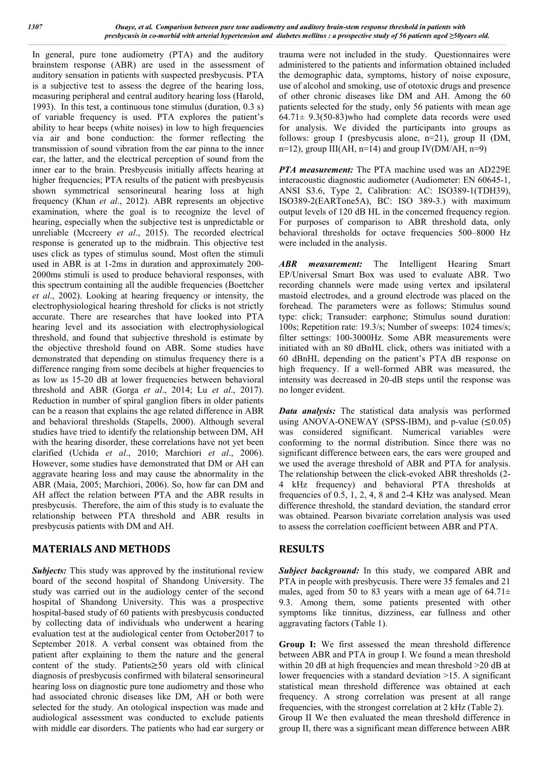In general, pure tone audiometry (PTA) and the auditory brainstem response (ABR) are used in the assessment of auditory sensation in patients with suspected presbycusis. PTA is a subjective test to assess the degree of the hearing loss, measuring peripheral and central auditory hearing loss (Harold, 1993). In this test, a continuous tone stimulus (duration, 0.3 s) of variable frequency is used. PTA explores the patient's ability to hear beeps (white noises) in low to high frequencies via air and bone conduction: the former reflecting the transmission of sound vibration from the ear pinna to the inner ear, the latter, and the electrical perception of sound from the inner ear to the brain. Presbycusis initially affects hearing at higher frequencies; PTA results of the patient with presbycusis shown symmetrical sensorineural hearing loss at high frequency (Khan *et al*., 2012). ABR represents an objective examination, where the goal is to recognize the level of hearing, especially when the subjective test is unpredictable or unreliable (Mccreery *et al*., 2015). The recorded electrical response is generated up to the midbrain. This objective test uses click as types of stimulus sound, Most often the stimuli used in ABR is at 1-2ms in duration and approximately 200-2000ms stimuli is used to produce behavioral responses, with this spectrum containing all the audible frequencies (Boettcher *et al*., 2002). Looking at hearing frequency or intensity, the electrophysiological hearing threshold for clicks is not strictly accurate. There are researches that have looked into PTA hearing level and its association with electrophysiological threshold, and found that subjective threshold is estimate by the objective threshold found on ABR. Some studies have demonstrated that depending on stimulus frequency there is a difference ranging from some decibels at higher frequencies to as low as 15-20 dB at lower frequencies between behavioral threshold and ABR (Gorga *et al*., 2014; Lu *et al*., 2017). Reduction in number of spiral ganglion fibers in older patients can be a reason that explains the age related difference in ABR and behavioral thresholds (Stapells, 2000). Although several studies have tried to identify the relationship between DM, AH with the hearing disorder, these correlations have not yet been clarified (Uchida *et al*., 2010; Marchiori *et al*., 2006). However, some studies have demonstrated that DM or AH can aggravate hearing loss and may cause the abnormality in the ABR (Maia, 2005; Marchiori, 2006). So, how far can DM and AH affect the relation between PTA and the ABR results in presbycusis. Therefore, the aim of this study is to evaluate the relationship between PTA threshold and ABR results in presbycusis patients with DM and AH.

## MATERIALS AND METHODS

***Subjects:*** This study was approved by the institutional review board of the second hospital of Shandong University. The study was carried out in the audiology center of the second hospital of Shandong University. This was a prospective hospital-based study of 60 patients with presbycusis conducted by collecting data of individuals who underwent a hearing evaluation test at the audiological center from October2017 to September 2018. A verbal consent was obtained from the patient after explaining to them the nature and the general content of the study. Patients≥50 years old with clinical diagnosis of presbycusis confirmed with bilateral sensorineural hearing loss on diagnostic pure tone audiometry and those who had associated chronic diseases like DM, AH or both were selected for the study. An otological inspection was made and audiological assessment was conducted to exclude patients with middle ear disorders. The patients who had ear surgery or trauma were not included in the study. Questionnaires were administered to the patients and information obtained included the demographic data, symptoms, history of noise exposure, use of alcohol and smoking, use of ototoxic drugs and presence of other chronic diseases like DM and AH. Among the 60 patients selected for the study, only 56 patients with mean age 64.71± 9.3(50-83)who had complete data records were used for analysis. We divided the participants into groups as follows: group I (presbycusis alone, n=21), group II (DM, n=12), group III(AH, n=14) and group IV(DM/AH, n=9)

***PTA measurement:*** The PTA machine used was an AD229E interacoustic diagnostic audiometer (Audiometer: EN 60645-1, ANSI S3.6, Type 2, Calibration: AC: ISO389-1(TDH39), ISO389-2(EARTone5A), BC: ISO 389-3.) with maximum output levels of 120 dB HL in the concerned frequency region. For purposes of comparison to ABR threshold data, only behavioral thresholds for octave frequencies 500–8000 Hz were included in the analysis.

***ABR measurement:*** The Intelligent Hearing Smart EP/Universal Smart Box was used to evaluate ABR. Two recording channels were made using vertex and ipsilateral mastoid electrodes, and a ground electrode was placed on the forehead. The parameters were as follows: Stimulus sound type: click; Transuder: earphone; Stimulus sound duration: 100s; Repetition rate: 19.3/s; Number of sweeps: 1024 times/s; filter settings: 100-3000Hz. Some ABR measurements were initiated with an 80 dBnHL click, others was initiated with a 60 dBnHL depending on the patient's PTA dB response on high frequency. If a well-formed ABR was measured, the intensity was decreased in 20-dB steps until the response was no longer evident.

***Data analysis:*** The statistical data analysis was performed using ANOVA-ONEWAY (SPSS-IBM), and p-value ($\leq$0.05) was considered significant. Numerical variables were conforming to the normal distribution. Since there was no significant difference between ears, the ears were grouped and we used the average threshold of ABR and PTA for analysis. The relationship between the click-evoked ABR thresholds (2-4 kHz frequency) and behavioral PTA thresholds at frequencies of 0.5, 1, 2, 4, 8 and 2-4 KHz was analysed. Mean difference threshold, the standard deviation, the standard error was obtained. Pearson bivariate correlation analysis was used to assess the correlation coefficient between ABR and PTA.

## RESULTS

***Subject background:*** In this study, we compared ABR and PTA in people with presbycusis. There were 35 females and 21 males, aged from 50 to 83 years with a mean age of 64.71± 9.3. Among them, some patients presented with other symptoms like tinnitus, dizziness, ear fullness and other aggravating factors (Table 1).

**Group I:** We first assessed the mean threshold difference between ABR and PTA in group I. We found a mean threshold within 20 dB at high frequencies and mean threshold >20 dB at lower frequencies with a standard deviation >15. A significant statistical mean threshold difference was obtained at each frequency. A strong correlation was present at all range frequencies, with the strongest correlation at 2 kHz (Table 2).

Group II We then evaluated the mean threshold difference in group II, there was a significant mean difference between ABR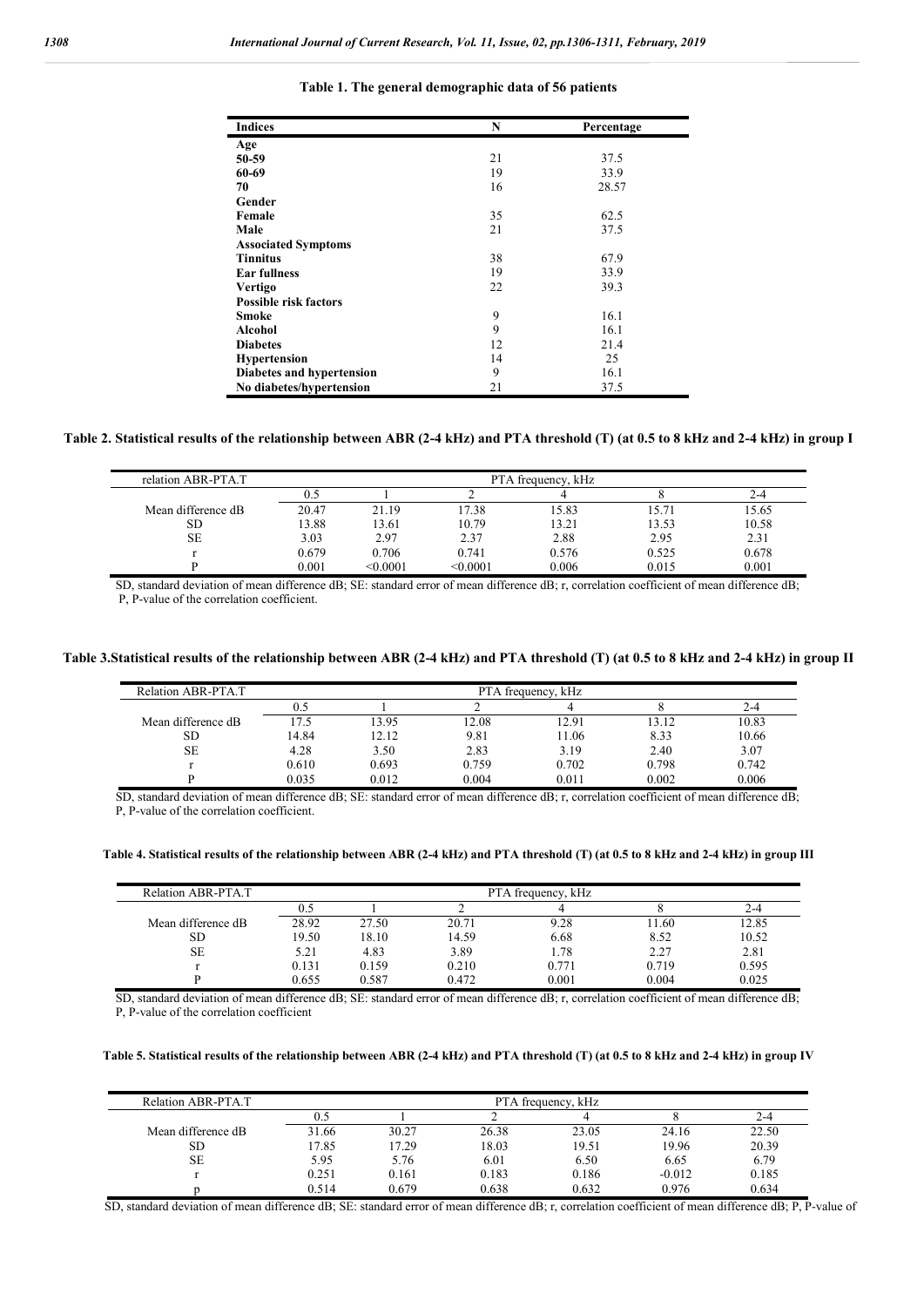**Table 1. The general demographic data of 56 patients**

| Indices | N | Percentage |
|---|---|---|
| **Age** | | |
| **50-59** | 21 | 37.5 |
| **60-69** | 19 | 33.9 |
| **70** | 16 | 28.57 |
| **Gender** | | |
| **Female** | 35 | 62.5 |
| **Male** | 21 | 37.5 |
| **Associated Symptoms** | | |
| **Tinnitus** | 38 | 67.9 |
| **Ear fullness** | 19 | 33.9 |
| **Vertigo** | 22 | 39.3 |
| **Possible risk factors** | | |
| **Smoke** | 9 | 16.1 |
| **Alcohol** | 9 | 16.1 |
| **Diabetes** | 12 | 21.4 |
| **Hypertension** | 14 | 25 |
| **Diabetes and hypertension** | 9 | 16.1 |
| **No diabetes/hypertension** | 21 | 37.5 |

**Table 2. Statistical results of the relationship between ABR (2-4 kHz) and PTA threshold (T) (at 0.5 to 8 kHz and 2-4 kHz) in group I**

| relation ABR-PTA.T | PTA frequency, kHz | | | | | |
|---|---|---|---|---|---|---|
| | 0.5 | 1 | 2 | 4 | 8 | 2-4 |
| Mean difference dB | 20.47 | 21.19 | 17.38 | 15.83 | 15.71 | 15.65 |
| SD | 13.88 | 13.61 | 10.79 | 13.21 | 13.53 | 10.58 |
| SE | 3.03 | 2.97 | 2.37 | 2.88 | 2.95 | 2.31 |
| r | 0.679 | 0.706 | 0.741 | 0.576 | 0.525 | 0.678 |
| P | 0.001 | <0.0001 | <0.0001 | 0.006 | 0.015 | 0.001 |

SD, standard deviation of mean difference dB; SE: standard error of mean difference dB; r, correlation coefficient of mean difference dB; P, P-value of the correlation coefficient.

**Table 3.Statistical results of the relationship between ABR (2-4 kHz) and PTA threshold (T) (at 0.5 to 8 kHz and 2-4 kHz) in group II**

| Relation ABR-PTA.T | PTA frequency, kHz | | | | | |
|---|---|---|---|---|---|---|
| | 0.5 | 1 | 2 | 4 | 8 | 2-4 |
| Mean difference dB | 17.5 | 13.95 | 12.08 | 12.91 | 13.12 | 10.83 |
| SD | 14.84 | 12.12 | 9.81 | 11.06 | 8.33 | 10.66 |
| SE | 4.28 | 3.50 | 2.83 | 3.19 | 2.40 | 3.07 |
| r | 0.610 | 0.693 | 0.759 | 0.702 | 0.798 | 0.742 |
| P | 0.035 | 0.012 | 0.004 | 0.011 | 0.002 | 0.006 |

SD, standard deviation of mean difference dB; SE: standard error of mean difference dB; r, correlation coefficient of mean difference dB; P, P-value of the correlation coefficient.

**Table 4. Statistical results of the relationship between ABR (2-4 kHz) and PTA threshold (T) (at 0.5 to 8 kHz and 2-4 kHz) in group III**

| Relation ABR-PTA.T | PTA frequency, kHz | | | | | |
|---|---|---|---|---|---|---|
| | 0.5 | 1 | 2 | 4 | 8 | 2-4 |
| Mean difference dB | 28.92 | 27.50 | 20.71 | 9.28 | 11.60 | 12.85 |
| SD | 19.50 | 18.10 | 14.59 | 6.68 | 8.52 | 10.52 |
| SE | 5.21 | 4.83 | 3.89 | 1.78 | 2.27 | 2.81 |
| r | 0.131 | 0.159 | 0.210 | 0.771 | 0.719 | 0.595 |
| P | 0.655 | 0.587 | 0.472 | 0.001 | 0.004 | 0.025 |

SD, standard deviation of mean difference dB; SE: standard error of mean difference dB; r, correlation coefficient of mean difference dB; P, P-value of the correlation coefficient

**Table 5. Statistical results of the relationship between ABR (2-4 kHz) and PTA threshold (T) (at 0.5 to 8 kHz and 2-4 kHz) in group IV**

| Relation ABR-PTA.T | PTA frequency, kHz | | | | | |
|---|---|---|---|---|---|---|
| | 0.5 | 1 | 2 | 4 | 8 | 2-4 |
| Mean difference dB | 31.66 | 30.27 | 26.38 | 23.05 | 24.16 | 22.50 |
| SD | 17.85 | 17.29 | 18.03 | 19.51 | 19.96 | 20.39 |
| SE | 5.95 | 5.76 | 6.01 | 6.50 | 6.65 | 6.79 |
| r | 0.251 | 0.161 | 0.183 | 0.186 | -0.012 | 0.185 |
| p | 0.514 | 0.679 | 0.638 | 0.632 | 0.976 | 0.634 |

SD, standard deviation of mean difference dB; SE: standard error of mean difference dB; r, correlation coefficient of mean difference dB; P, P-value of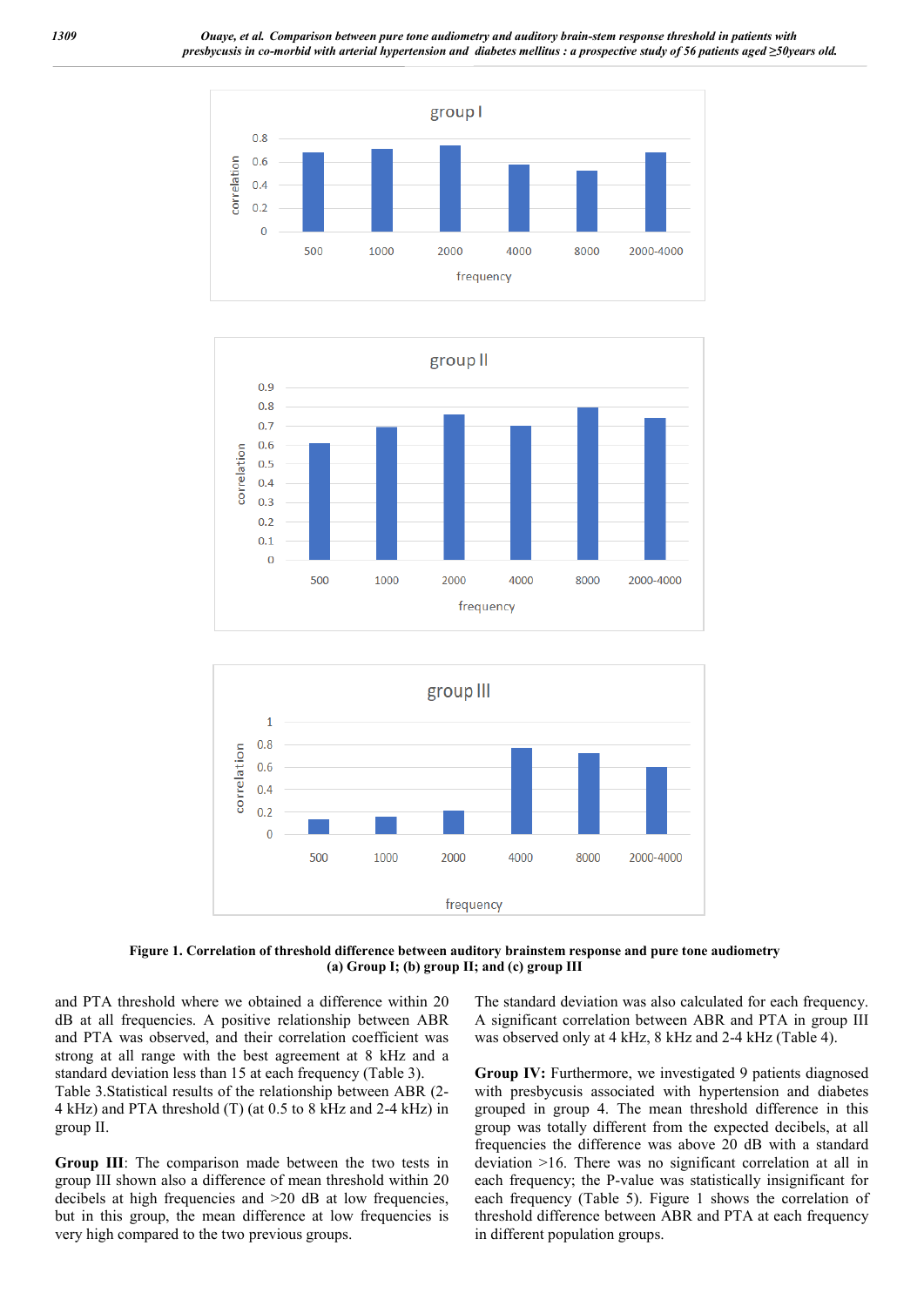**Figure 1. Correlation of threshold difference between auditory brainstem response and pure tone audiometry (a) Group I; (b) group II; and (c) group III**

and PTA threshold where we obtained a difference within 20 dB at all frequencies. A positive relationship between ABR and PTA was observed, and their correlation coefficient was strong at all range with the best agreement at 8 kHz and a standard deviation less than 15 at each frequency (Table 3).

Table 3.Statistical results of the relationship between ABR (2-4 kHz) and PTA threshold (T) (at 0.5 to 8 kHz and 2-4 kHz) in group II.

**Group III**: The comparison made between the two tests in group III shown also a difference of mean threshold within 20 decibels at high frequencies and >20 dB at low frequencies, but in this group, the mean difference at low frequencies is very high compared to the two previous groups.

The standard deviation was also calculated for each frequency. A significant correlation between ABR and PTA in group III was observed only at 4 kHz, 8 kHz and 2-4 kHz (Table 4).

**Group IV:** Furthermore, we investigated 9 patients diagnosed with presbycusis associated with hypertension and diabetes grouped in group 4. The mean threshold difference in this group was totally different from the expected decibels, at all frequencies the difference was above 20 dB with a standard deviation >16. There was no significant correlation at all in each frequency; the P-value was statistically insignificant for each frequency (Table 5). Figure 1 shows the correlation of threshold difference between ABR and PTA at each frequency in different population groups.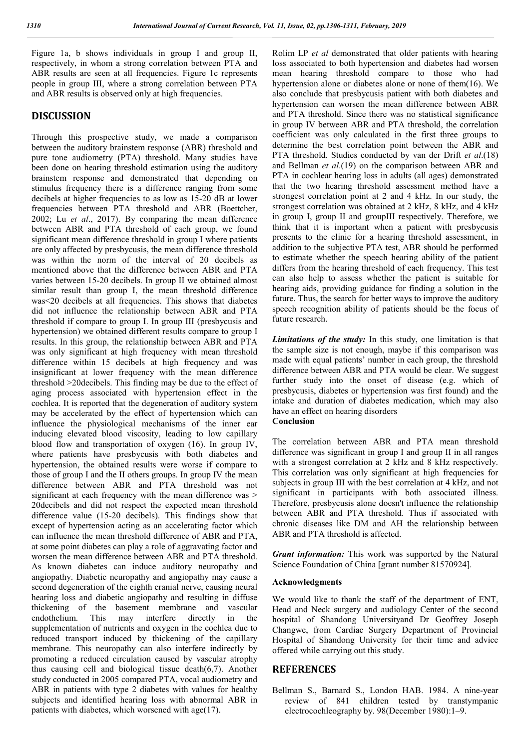Figure 1a, b shows individuals in group I and group II, respectively, in whom a strong correlation between PTA and ABR results are seen at all frequencies. Figure 1c represents people in group III, where a strong correlation between PTA and ABR results is observed only at high frequencies.

## DISCUSSION

Through this prospective study, we made a comparison between the auditory brainstem response (ABR) threshold and pure tone audiometry (PTA) threshold. Many studies have been done on hearing threshold estimation using the auditory brainstem response and demonstrated that depending on stimulus frequency there is a difference ranging from some decibels at higher frequencies to as low as 15-20 dB at lower frequencies between PTA threshold and ABR (Boettcher, 2002; Lu *et al*., 2017). By comparing the mean difference between ABR and PTA threshold of each group, we found significant mean difference threshold in group I where patients are only affected by presbycusis, the mean difference threshold was within the norm of the interval of 20 decibels as mentioned above that the difference between ABR and PTA varies between 15-20 decibels. In group II we obtained almost similar result than group I, the mean threshold difference was<20 decibels at all frequencies. This shows that diabetes did not influence the relationship between ABR and PTA threshold if compare to group I. In group III (presbycusis and hypertension) we obtained different results compare to group I results. In this group, the relationship between ABR and PTA was only significant at high frequency with mean threshold difference within 15 decibels at high frequency and was insignificant at lower frequency with the mean difference threshold >20decibels. This finding may be due to the effect of aging process associated with hypertension effect in the cochlea. It is reported that the degeneration of auditory system may be accelerated by the effect of hypertension which can influence the physiological mechanisms of the inner ear inducing elevated blood viscosity, leading to low capillary blood flow and transportation of oxygen (16). In group IV, where patients have presbycusis with both diabetes and hypertension, the obtained results were worse if compare to those of group I and the II others groups. In group IV the mean difference between ABR and PTA threshold was not significant at each frequency with the mean difference was > 20decibels and did not respect the expected mean threshold difference value (15-20 decibels). This findings show that except of hypertension acting as an accelerating factor which can influence the mean threshold difference of ABR and PTA, at some point diabetes can play a role of aggravating factor and worsen the mean difference between ABR and PTA threshold. As known diabetes can induce auditory neuropathy and angiopathy. Diabetic neuropathy and angiopathy may cause a second degeneration of the eighth cranial nerve, causing neural hearing loss and diabetic angiopathy and resulting in diffuse thickening of the basement membrane and vascular endothelium. This may interfere directly in the supplementation of nutrients and oxygen in the cochlea due to reduced transport induced by thickening of the capillary membrane. This neuropathy can also interfere indirectly by promoting a reduced circulation caused by vascular atrophy thus causing cell and biological tissue death(6,7). Another study conducted in 2005 compared PTA, vocal audiometry and ABR in patients with type 2 diabetes with values for healthy subjects and identified hearing loss with abnormal ABR in patients with diabetes, which worsened with age(17).

Rolim LP *et al* demonstrated that older patients with hearing loss associated to both hypertension and diabetes had worsen mean hearing threshold compare to those who had hypertension alone or diabetes alone or none of them(16). We also conclude that presbycusis patient with both diabetes and hypertension can worsen the mean difference between ABR and PTA threshold. Since there was no statistical significance in group IV between ABR and PTA threshold, the correlation coefficient was only calculated in the first three groups to determine the best correlation point between the ABR and PTA threshold. Studies conducted by van der Drift *et al*.(18) and Bellman *et al*.(19) on the comparison between ABR and PTA in cochlear hearing loss in adults (all ages) demonstrated that the two hearing threshold assessment method have a strongest correlation point at 2 and 4 kHz. In our study, the strongest correlation was obtained at 2 kHz, 8 kHz, and 4 kHz in group I, group II and groupIII respectively. Therefore, we think that it is important when a patient with presbycusis presents to the clinic for a hearing threshold assessment, in addition to the subjective PTA test, ABR should be performed to estimate whether the speech hearing ability of the patient differs from the hearing threshold of each frequency. This test can also help to assess whether the patient is suitable for hearing aids, providing guidance for finding a solution in the future. Thus, the search for better ways to improve the auditory speech recognition ability of patients should be the focus of future research.

***Limitations of the study:*** In this study, one limitation is that the sample size is not enough, maybe if this comparison was made with equal patients' number in each group, the threshold difference between ABR and PTA would be clear. We suggest further study into the onset of disease (e.g. which of presbycusis, diabetes or hypertension was first found) and the intake and duration of diabetes medication, which may also have an effect on hearing disorders

**Conclusion**

The correlation between ABR and PTA mean threshold difference was significant in group I and group II in all ranges with a strongest correlation at 2 kHz and 8 kHz respectively. This correlation was only significant at high frequencies for subjects in group III with the best correlation at 4 kHz, and not significant in participants with both associated illness. Therefore, presbycusis alone doesn't influence the relationship between ABR and PTA threshold. Thus if associated with chronic diseases like DM and AH the relationship between ABR and PTA threshold is affected.

***Grant information:*** This work was supported by the Natural Science Foundation of China [grant number 81570924].

**Acknowledgments**

We would like to thank the staff of the department of ENT, Head and Neck surgery and audiology Center of the second hospital of Shandong Universityand Dr Geoffrey Joseph Changwe, from Cardiac Surgery Department of Provincial Hospital of Shandong University for their time and advice offered while carrying out this study.

## REFERENCES

Bellman S., Barnard S., London HAB. 1984. A nine-year review of 841 children tested by transtympanic electrocochleography by. 98(December 1980):1–9.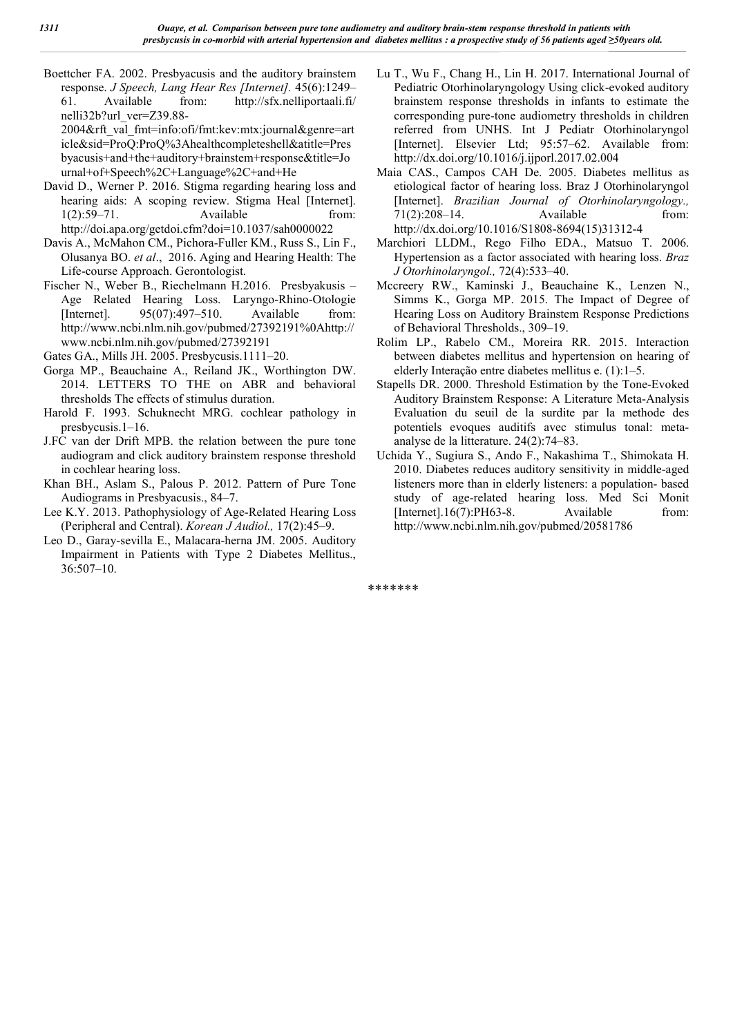Boettcher FA. 2002. Presbyacusis and the auditory brainstem response. *J Speech, Lang Hear Res [Internet].* 45(6):1249–61. Available from: http://sfx.nelliportaali.fi/nelli32b?url_ver=Z39.88-2004&rft_val_fmt=info:ofi/fmt:kev:mtx:journal&genre=article&sid=ProQ:ProQ%3Ahealthcompleteshell&atitle=Presbyacusis+and+the+auditory+brainstem+response&title=Journal+of+Speech%2C+Language%2C+and+He

David D., Werner P. 2016. Stigma regarding hearing loss and hearing aids: A scoping review. Stigma Heal [Internet]. 1(2):59–71. Available from: http://doi.apa.org/getdoi.cfm?doi=10.1037/sah0000022

Davis A., McMahon CM., Pichora-Fuller KM., Russ S., Lin F., Olusanya BO. *et al*., 2016. Aging and Hearing Health: The Life-course Approach. Gerontologist.

Fischer N., Weber B., Riechelmann H.2016. Presbyakusis – Age Related Hearing Loss. Laryngo-Rhino-Otologie [Internet]. 95(07):497–510. Available from: http://www.ncbi.nlm.nih.gov/pubmed/27392191%0Ahttp://www.ncbi.nlm.nih.gov/pubmed/27392191

Gates GA., Mills JH. 2005. Presbycusis.1111–20.

Gorga MP., Beauchaine A., Reiland JK., Worthington DW. 2014. LETTERS TO THE on ABR and behavioral thresholds The effects of stimulus duration.

Harold F. 1993. Schuknecht MRG. cochlear pathology in presbycusis.1–16.

J.FC van der Drift MPB. the relation between the pure tone audiogram and click auditory brainstem response threshold in cochlear hearing loss.

Khan BH., Aslam S., Palous P. 2012. Pattern of Pure Tone Audiograms in Presbyacusis., 84–7.

Lee K.Y. 2013. Pathophysiology of Age-Related Hearing Loss (Peripheral and Central). *Korean J Audiol.,* 17(2):45–9.

Leo D., Garay-sevilla E., Malacara-herna JM. 2005. Auditory Impairment in Patients with Type 2 Diabetes Mellitus., 36:507–10.

Lu T., Wu F., Chang H., Lin H. 2017. International Journal of Pediatric Otorhinolaryngology Using click-evoked auditory brainstem response thresholds in infants to estimate the corresponding pure-tone audiometry thresholds in children referred from UNHS. Int J Pediatr Otorhinolaryngol [Internet]. Elsevier Ltd; 95:57–62. Available from: http://dx.doi.org/10.1016/j.ijporl.2017.02.004

Maia CAS., Campos CAH De. 2005. Diabetes mellitus as etiological factor of hearing loss. Braz J Otorhinolaryngol [Internet]. *Brazilian Journal of Otorhinolaryngology.,* 71(2):208–14. Available from: http://dx.doi.org/10.1016/S1808-8694(15)31312-4

Marchiori LLDM., Rego Filho EDA., Matsuo T. 2006. Hypertension as a factor associated with hearing loss. *Braz J Otorhinolaryngol.,* 72(4):533–40.

Mccreery RW., Kaminski J., Beauchaine K., Lenzen N., Simms K., Gorga MP. 2015. The Impact of Degree of Hearing Loss on Auditory Brainstem Response Predictions of Behavioral Thresholds., 309–19.

Rolim LP., Rabelo CM., Moreira RR. 2015. Interaction between diabetes mellitus and hypertension on hearing of elderly Interação entre diabetes mellitus e. (1):1–5.

Stapells DR. 2000. Threshold Estimation by the Tone-Evoked Auditory Brainstem Response: A Literature Meta-Analysis Evaluation du seuil de la surdite par la methode des potentiels evoques auditifs avec stimulus tonal: meta-analyse de la litterature. 24(2):74–83.

Uchida Y., Sugiura S., Ando F., Nakashima T., Shimokata H. 2010. Diabetes reduces auditory sensitivity in middle-aged listeners more than in elderly listeners: a population- based study of age-related hearing loss. Med Sci Monit [Internet].16(7):PH63-8. Available from: http://www.ncbi.nlm.nih.gov/pubmed/20581786

*******